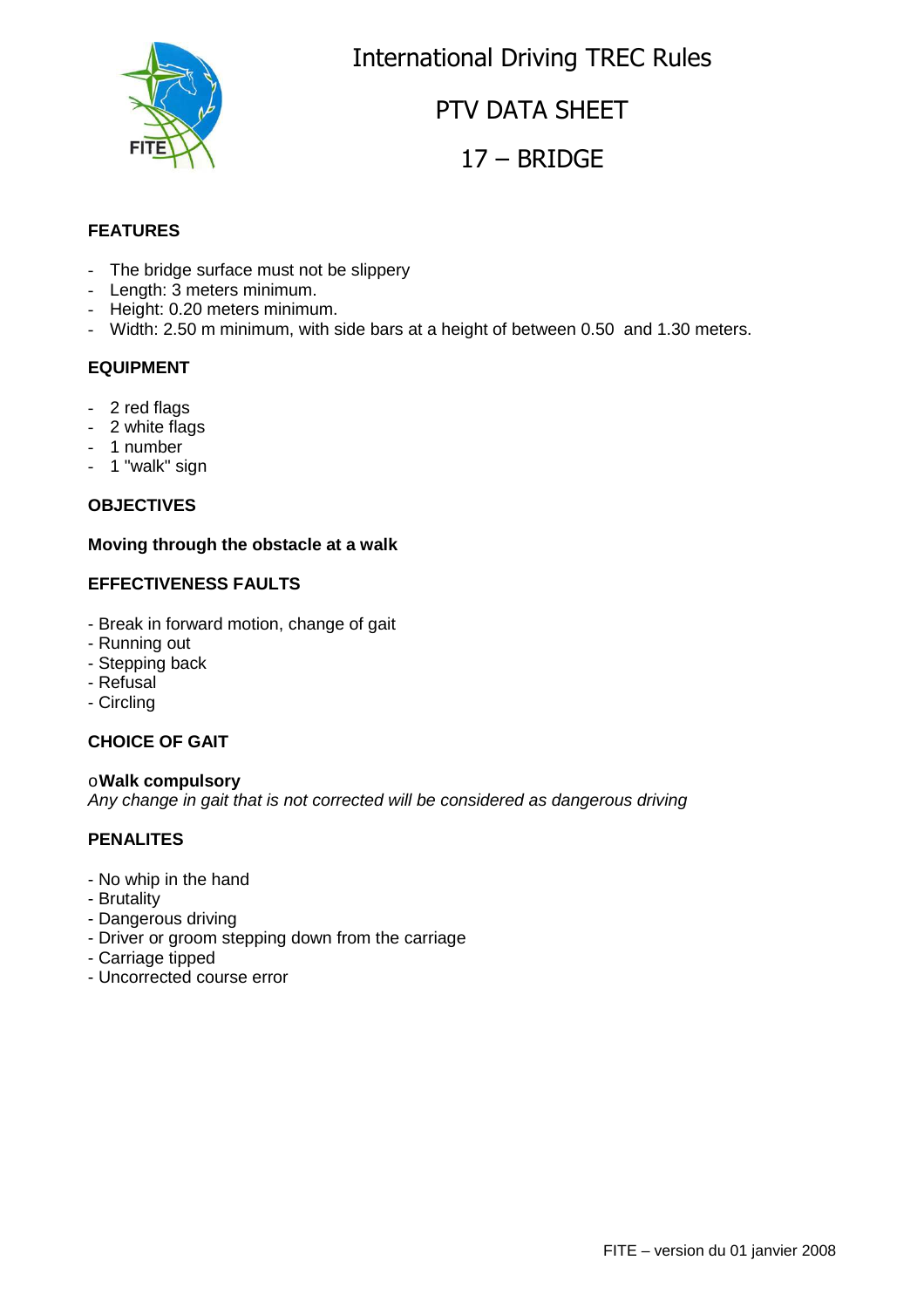# International Driving TREC Rules

## PTV DATA SHEET

## 17 – BRIDGE

**FEATURES**

- The bridge surface must not be slippery
- Length: 3 meters minimum.
- Height: 0.20 meters minimum.
- Width: 2.50 m minimum, with side bars at a height of between 0.50 and 1.30 meters.

**EQUIPMENT**

- 2 red flags
- 2 white flags
- 1 number
- 1 "walk" sign

**OBJECTIVES**

**Moving through the obstacle at a walk**

**EFFECTIVENESS FAULTS**

- Break in forward motion, change of gait
- Running out
- Stepping back
- Refusal
- Circling

**CHOICE OF GAIT**

o**Walk compulsory**
*Any change in gait that is not corrected will be considered as dangerous driving*

**PENALITES**

- No whip in the hand
- Brutality
- Dangerous driving
- Driver or groom stepping down from the carriage
- Carriage tipped
- Uncorrected course error

FITE – version du 01 janvier 2008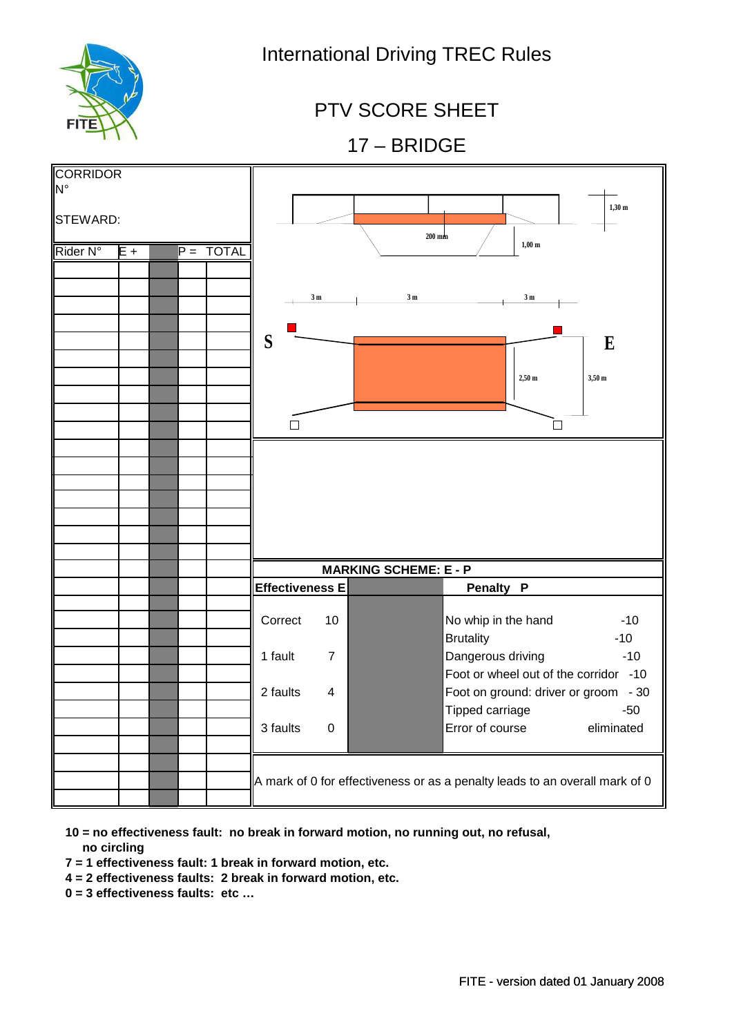# International Driving TREC Rules

## PTV SCORE SHEET

## 17 – BRIDGE

CORRIDOR N°

STEWARD:

| Rider N° | E + | | P = | TOTAL |
|---|---|---|---|---|
| | | | | |
| | | | | |
| | | | | |
| | | | | |
| | | | | |
| | | | | |
| | | | | |
| | | | | |
| | | | | |
| | | | | |
| | | | | |
| | | | | |
| | | | | |
| | | | | |
| | | | | |
| | | | | |
| | | | | |
| | | | | |
| | | | | |
| | | | | |
| | | | | |
| | | | | |
| | | | | |
| | | | | |
| | | | | |
| | | | | |
| | | | | |
| | | | | |
| | | | | |
| | | | | |
| | | | | |

1,30 m

200 mm

1,00 m

3 m

3 m

3 m

S

E

2,50 m

3,50 m

**MARKING SCHEME: E - P**

| **Effectiveness E** | | | **Penalty P** | |
|---|---|---|---|---|
| Correct | 10 | | No whip in the hand | -10 |
| | | | Brutality | -10 |
| 1 fault | 7 | | Dangerous driving | -10 |
| | | | Foot or wheel out of the corridor | -10 |
| 2 faults | 4 | | Foot on ground: driver or groom | - 30 |
| | | | Tipped carriage | -50 |
| 3 faults | 0 | | Error of course | eliminated |

A mark of 0 for effectiveness or as a penalty leads to an overall mark of 0

**10 = no effectiveness fault: no break in forward motion, no running out, no refusal, no circling**
**7 = 1 effectiveness fault: 1 break in forward motion, etc.**
**4 = 2 effectiveness faults: 2 break in forward motion, etc.**
**0 = 3 effectiveness faults: etc …**

FITE - version dated 01 January 2008